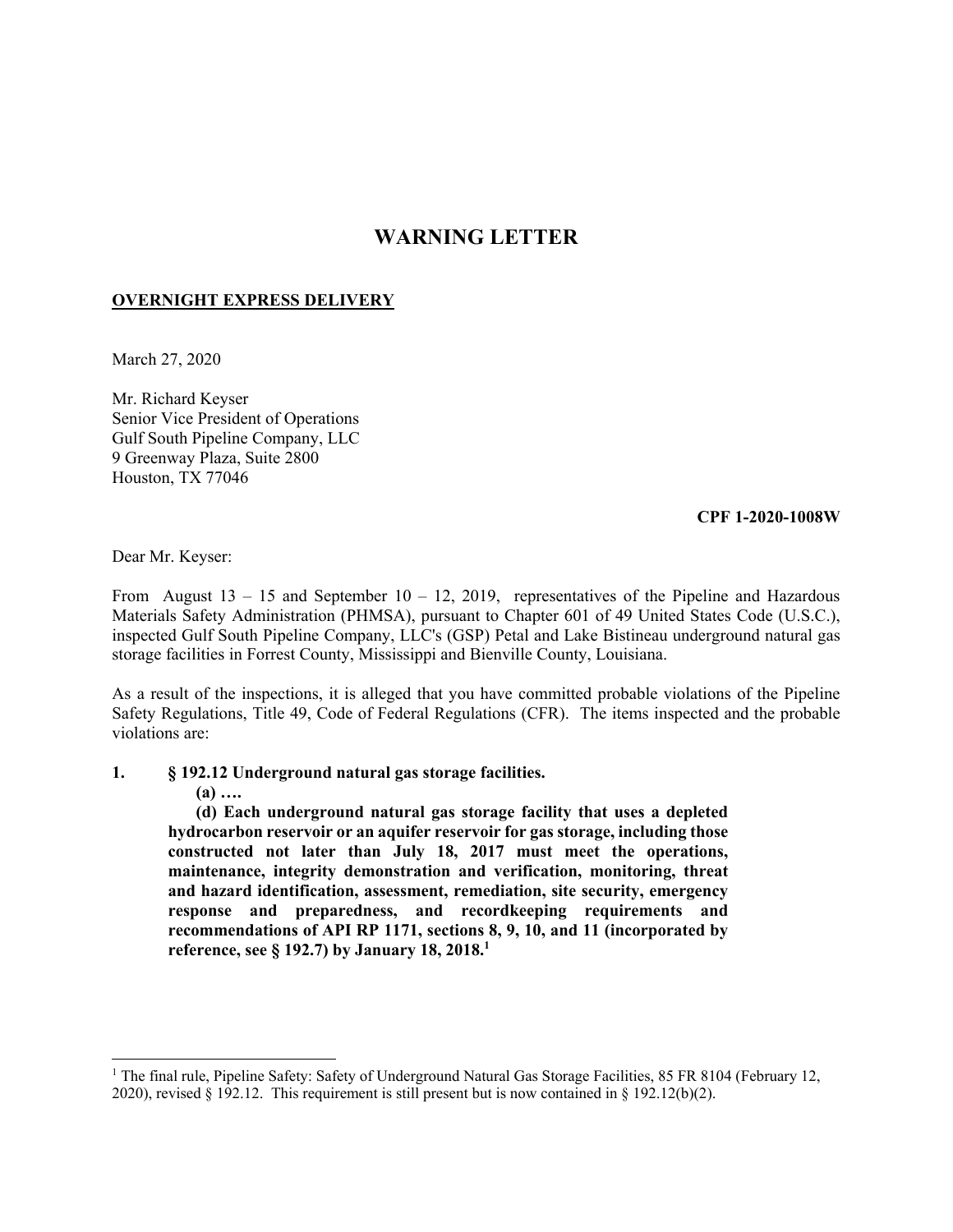# WARNING LETTER

**OVERNIGHT EXPRESS DELIVERY**

March 27, 2020

Mr. Richard Keyser  
Senior Vice President of Operations  
Gulf South Pipeline Company, LLC  
9 Greenway Plaza, Suite 2800  
Houston, TX 77046

**CPF 1-2020-1008W**

Dear Mr. Keyser:

From August 13 – 15 and September 10 – 12, 2019, representatives of the Pipeline and Hazardous Materials Safety Administration (PHMSA), pursuant to Chapter 601 of 49 United States Code (U.S.C.), inspected Gulf South Pipeline Company, LLC's (GSP) Petal and Lake Bistineau underground natural gas storage facilities in Forrest County, Mississippi and Bienville County, Louisiana.

As a result of the inspections, it is alleged that you have committed probable violations of the Pipeline Safety Regulations, Title 49, Code of Federal Regulations (CFR). The items inspected and the probable violations are:

**1. § 192.12 Underground natural gas storage facilities.**

**(a) ….**

**(d) Each underground natural gas storage facility that uses a depleted hydrocarbon reservoir or an aquifer reservoir for gas storage, including those constructed not later than July 18, 2017 must meet the operations, maintenance, integrity demonstration and verification, monitoring, threat and hazard identification, assessment, remediation, site security, emergency response and preparedness, and recordkeeping requirements and recommendations of API RP 1171, sections 8, 9, 10, and 11 (incorporated by reference, see § 192.7) by January 18, 2018.[1]**

---

[1] The final rule, Pipeline Safety: Safety of Underground Natural Gas Storage Facilities, 85 FR 8104 (February 12, 2020), revised § 192.12. This requirement is still present but is now contained in § 192.12(b)(2).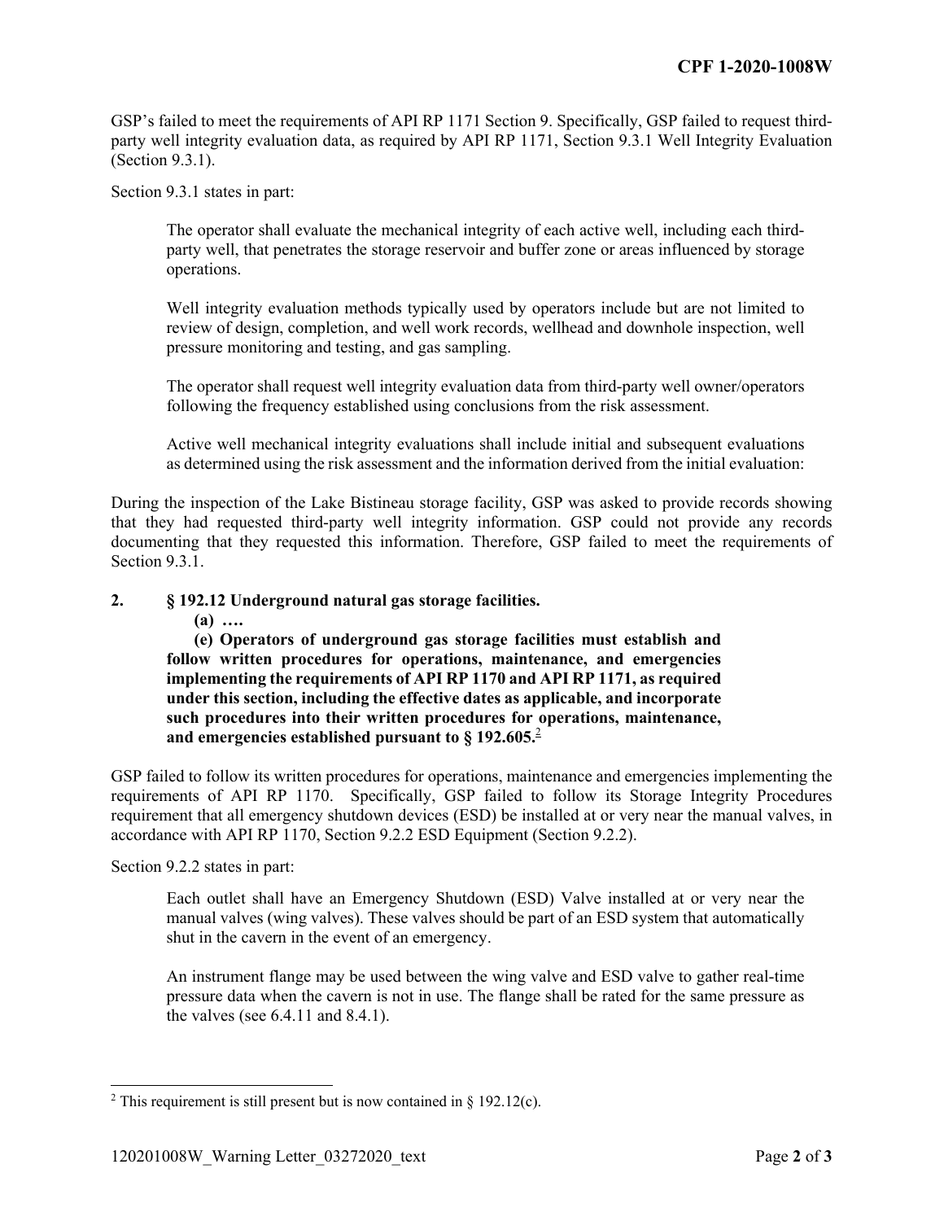GSP's failed to meet the requirements of API RP 1171 Section 9. Specifically, GSP failed to request third-party well integrity evaluation data, as required by API RP 1171, Section 9.3.1 Well Integrity Evaluation (Section 9.3.1).

Section 9.3.1 states in part:

> The operator shall evaluate the mechanical integrity of each active well, including each third-party well, that penetrates the storage reservoir and buffer zone or areas influenced by storage operations.
>
> Well integrity evaluation methods typically used by operators include but are not limited to review of design, completion, and well work records, wellhead and downhole inspection, well pressure monitoring and testing, and gas sampling.
>
> The operator shall request well integrity evaluation data from third-party well owner/operators following the frequency established using conclusions from the risk assessment.
>
> Active well mechanical integrity evaluations shall include initial and subsequent evaluations as determined using the risk assessment and the information derived from the initial evaluation:

During the inspection of the Lake Bistineau storage facility, GSP was asked to provide records showing that they had requested third-party well integrity information. GSP could not provide any records documenting that they requested this information. Therefore, GSP failed to meet the requirements of Section 9.3.1.

**2. § 192.12 Underground natural gas storage facilities.**

**(a) ….**

**(e) Operators of underground gas storage facilities must establish and follow written procedures for operations, maintenance, and emergencies implementing the requirements of API RP 1170 and API RP 1171, as required under this section, including the effective dates as applicable, and incorporate such procedures into their written procedures for operations, maintenance, and emergencies established pursuant to § 192.605.**[2]

GSP failed to follow its written procedures for operations, maintenance and emergencies implementing the requirements of API RP 1170. Specifically, GSP failed to follow its Storage Integrity Procedures requirement that all emergency shutdown devices (ESD) be installed at or very near the manual valves, in accordance with API RP 1170, Section 9.2.2 ESD Equipment (Section 9.2.2).

Section 9.2.2 states in part:

> Each outlet shall have an Emergency Shutdown (ESD) Valve installed at or very near the manual valves (wing valves). These valves should be part of an ESD system that automatically shut in the cavern in the event of an emergency.
>
> An instrument flange may be used between the wing valve and ESD valve to gather real-time pressure data when the cavern is not in use. The flange shall be rated for the same pressure as the valves (see 6.4.11 and 8.4.1).

---

[2] This requirement is still present but is now contained in § 192.12(c).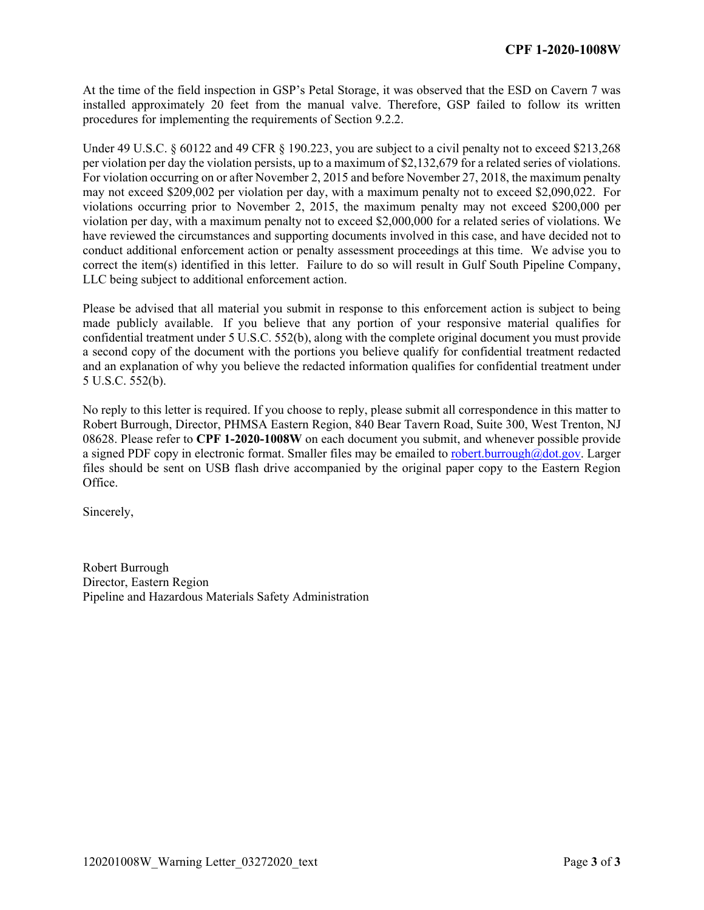At the time of the field inspection in GSP's Petal Storage, it was observed that the ESD on Cavern 7 was installed approximately 20 feet from the manual valve. Therefore, GSP failed to follow its written procedures for implementing the requirements of Section 9.2.2.

Under 49 U.S.C. § 60122 and 49 CFR § 190.223, you are subject to a civil penalty not to exceed $213,268 per violation per day the violation persists, up to a maximum of $2,132,679 for a related series of violations. For violation occurring on or after November 2, 2015 and before November 27, 2018, the maximum penalty may not exceed $209,002 per violation per day, with a maximum penalty not to exceed $2,090,022. For violations occurring prior to November 2, 2015, the maximum penalty may not exceed $200,000 per violation per day, with a maximum penalty not to exceed $2,000,000 for a related series of violations. We have reviewed the circumstances and supporting documents involved in this case, and have decided not to conduct additional enforcement action or penalty assessment proceedings at this time. We advise you to correct the item(s) identified in this letter. Failure to do so will result in Gulf South Pipeline Company, LLC being subject to additional enforcement action.

Please be advised that all material you submit in response to this enforcement action is subject to being made publicly available. If you believe that any portion of your responsive material qualifies for confidential treatment under 5 U.S.C. 552(b), along with the complete original document you must provide a second copy of the document with the portions you believe qualify for confidential treatment redacted and an explanation of why you believe the redacted information qualifies for confidential treatment under 5 U.S.C. 552(b).

No reply to this letter is required. If you choose to reply, please submit all correspondence in this matter to Robert Burrough, Director, PHMSA Eastern Region, 840 Bear Tavern Road, Suite 300, West Trenton, NJ 08628. Please refer to **CPF 1-2020-1008W** on each document you submit, and whenever possible provide a signed PDF copy in electronic format. Smaller files may be emailed to robert.burrough@dot.gov. Larger files should be sent on USB flash drive accompanied by the original paper copy to the Eastern Region Office.

Sincerely,

Robert Burrough
Director, Eastern Region
Pipeline and Hazardous Materials Safety Administration